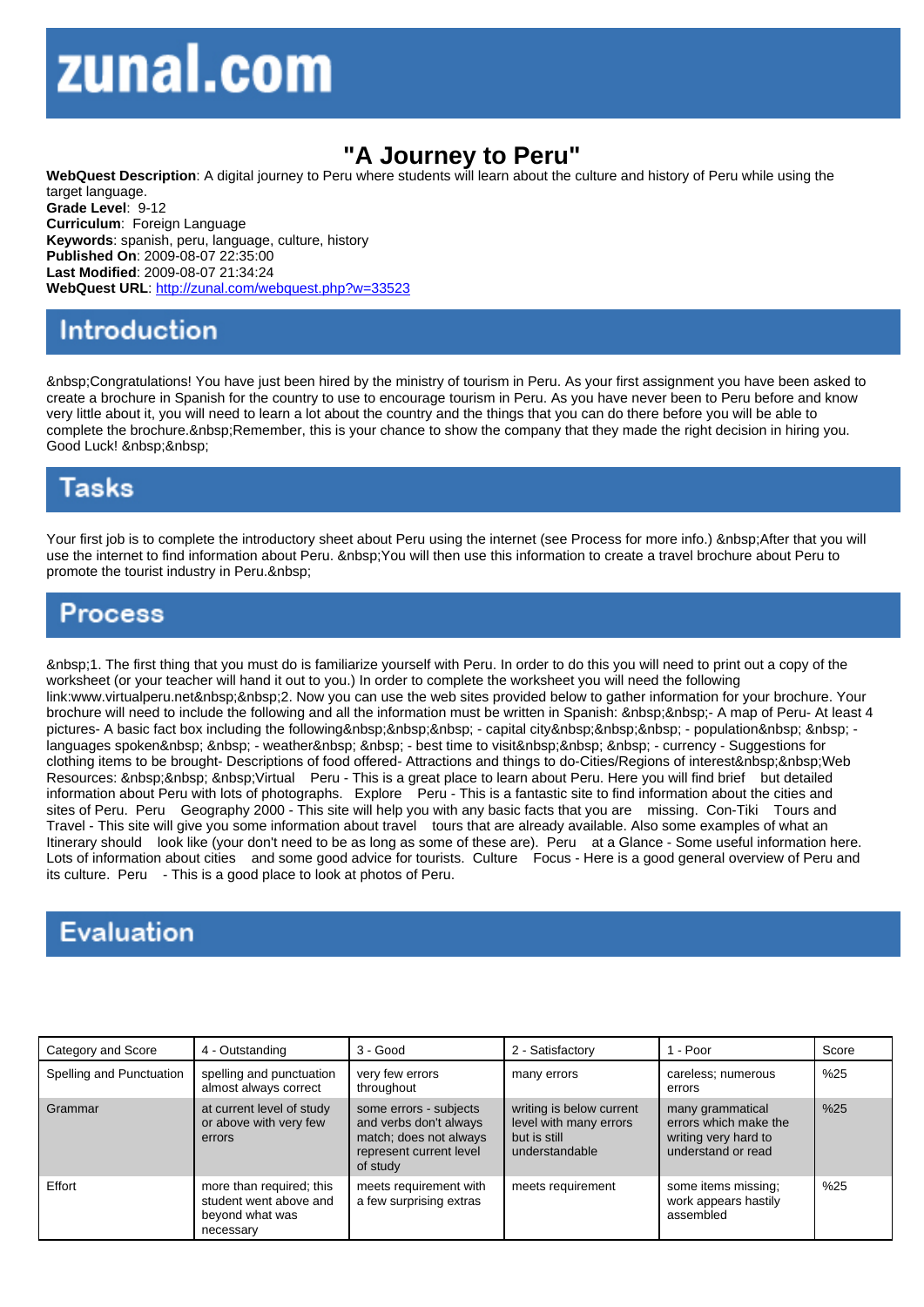# zunal.com

# "A Journey to Peru"

**WebQuest Description**: A digital journey to Peru where students will learn about the culture and history of Peru while using the target language.
**Grade Level**: 9-12
**Curriculum**: Foreign Language
**Keywords**: spanish, peru, language, culture, history
**Published On**: 2009-08-07 22:35:00
**Last Modified**: 2009-08-07 21:34:24
**WebQuest URL**: http://zunal.com/webquest.php?w=33523

## Introduction

&nbsp;Congratulations! You have just been hired by the ministry of tourism in Peru. As your first assignment you have been asked to create a brochure in Spanish for the country to use to encourage tourism in Peru. As you have never been to Peru before and know very little about it, you will need to learn a lot about the country and the things that you can do there before you will be able to complete the brochure.&nbsp;Remember, this is your chance to show the company that they made the right decision in hiring you. Good Luck! &nbsp;&nbsp;

## Tasks

Your first job is to complete the introductory sheet about Peru using the internet (see Process for more info.) &nbsp;After that you will use the internet to find information about Peru. &nbsp;You will then use this information to create a travel brochure about Peru to promote the tourist industry in Peru.&nbsp;

## Process

&nbsp;1. The first thing that you must do is familiarize yourself with Peru. In order to do this you will need to print out a copy of the worksheet (or your teacher will hand it out to you.) In order to complete the worksheet you will need the following link:www.virtualperu.net&nbsp;&nbsp;2. Now you can use the web sites provided below to gather information for your brochure. Your brochure will need to include the following and all the information must be written in Spanish: &nbsp;&nbsp;- A map of Peru- At least 4 pictures- A basic fact box including the following&nbsp;&nbsp;&nbsp; - capital city&nbsp;&nbsp;&nbsp; - population&nbsp; &nbsp; - languages spoken&nbsp; &nbsp; - weather&nbsp; &nbsp; - best time to visit&nbsp;&nbsp; &nbsp; - currency - Suggestions for clothing items to be brought- Descriptions of food offered- Attractions and things to do-Cities/Regions of interest&nbsp;&nbsp;Web Resources: &nbsp;&nbsp; &nbsp;Virtual Peru - This is a great place to learn about Peru. Here you will find brief but detailed information about Peru with lots of photographs. Explore Peru - This is a fantastic site to find information about the cities and sites of Peru. Peru Geography 2000 - This site will help you with any basic facts that you are missing. Con-Tiki Tours and Travel - This site will give you some information about travel tours that are already available. Also some examples of what an Itinerary should look like (your don't need to be as long as some of these are). Peru at a Glance - Some useful information here. Lots of information about cities and some good advice for tourists. Culture Focus - Here is a good general overview of Peru and its culture. Peru - This is a good place to look at photos of Peru.

## Evaluation

| Category and Score | 4 - Outstanding | 3 - Good | 2 - Satisfactory | 1 - Poor | Score |
|---|---|---|---|---|---|
| Spelling and Punctuation | spelling and punctuation almost always correct | very few errors throughout | many errors | careless; numerous errors | %25 |
| Grammar | at current level of study or above with very few errors | some errors - subjects and verbs don't always match; does not always represent current level of study | writing is below current level with many errors but is still understandable | many grammatical errors which make the writing very hard to understand or read | %25 |
| Effort | more than required; this student went above and beyond what was necessary | meets requirement with a few surprising extras | meets requirement | some items missing; work appears hastily assembled | %25 |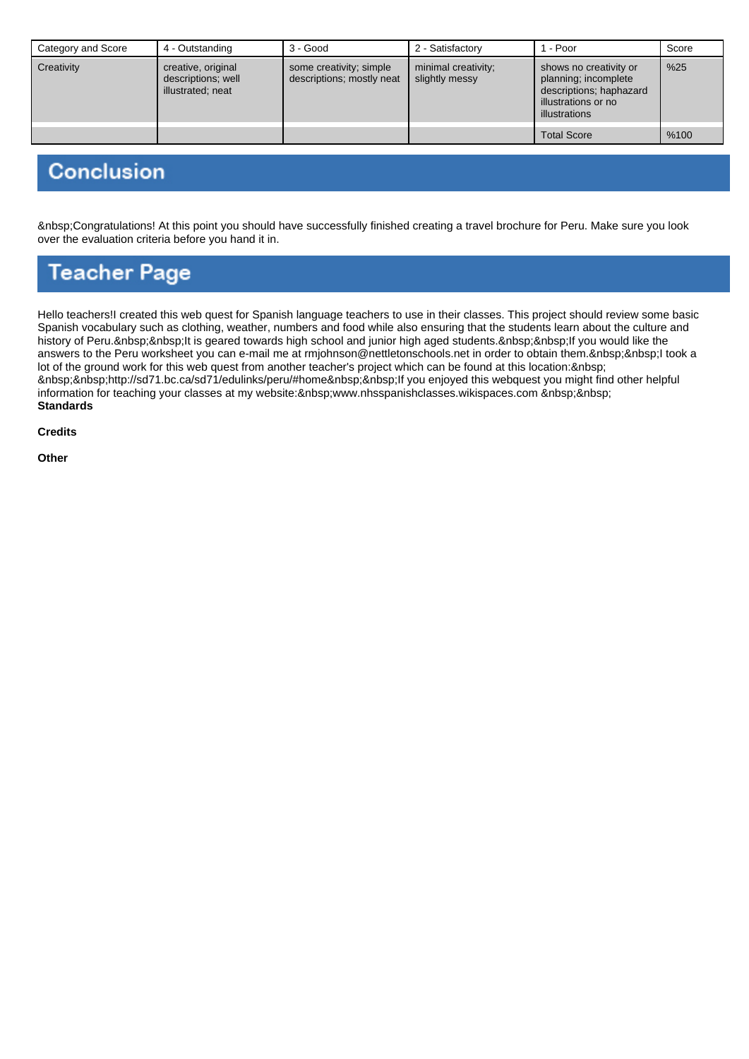| Category and Score | 4 - Outstanding | 3 - Good | 2 - Satisfactory | 1 - Poor | Score |
|---|---|---|---|---|---|
| Creativity | creative, original descriptions; well illustrated; neat | some creativity; simple descriptions; mostly neat | minimal creativity; slightly messy | shows no creativity or planning; incomplete descriptions; haphazard illustrations or no illustrations | %25 |
| | | | | Total Score | %100 |

## Conclusion

&nbsp;Congratulations! At this point you should have successfully finished creating a travel brochure for Peru. Make sure you look over the evaluation criteria before you hand it in.

## Teacher Page

Hello teachers!I created this web quest for Spanish language teachers to use in their classes. This project should review some basic Spanish vocabulary such as clothing, weather, numbers and food while also ensuring that the students learn about the culture and history of Peru.&nbsp;&nbsp;It is geared towards high school and junior high aged students.&nbsp;&nbsp;If you would like the answers to the Peru worksheet you can e-mail me at rmjohnson@nettletonschools.net in order to obtain them.&nbsp;&nbsp;I took a lot of the ground work for this web quest from another teacher's project which can be found at this location:&nbsp;&nbsp;&nbsp;http://sd71.bc.ca/sd71/edulinks/peru/#home&nbsp;&nbsp;If you enjoyed this webquest you might find other helpful information for teaching your classes at my website:&nbsp;www.nhsspanishclasses.wikispaces.com &nbsp;&nbsp;

**Standards**

**Credits**

**Other**